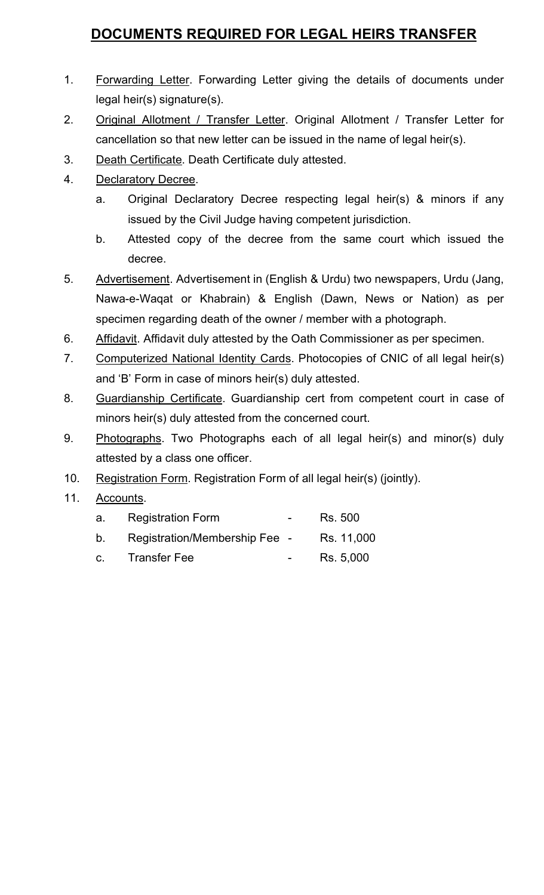# DOCUMENTS REQUIRED FOR LEGAL HEIRS TRANSFER

1. Forwarding Letter. Forwarding Letter giving the details of documents under legal heir(s) signature(s).
2. Original Allotment / Transfer Letter. Original Allotment / Transfer Letter for cancellation so that new letter can be issued in the name of legal heir(s).
3. Death Certificate. Death Certificate duly attested.
4. Declaratory Decree.
   a. Original Declaratory Decree respecting legal heir(s) & minors if any issued by the Civil Judge having competent jurisdiction.
   b. Attested copy of the decree from the same court which issued the decree.
5. Advertisement. Advertisement in (English & Urdu) two newspapers, Urdu (Jang, Nawa-e-Waqat or Khabrain) & English (Dawn, News or Nation) as per specimen regarding death of the owner / member with a photograph.
6. Affidavit. Affidavit duly attested by the Oath Commissioner as per specimen.
7. Computerized National Identity Cards. Photocopies of CNIC of all legal heir(s) and 'B' Form in case of minors heir(s) duly attested.
8. Guardianship Certificate. Guardianship cert from competent court in case of minors heir(s) duly attested from the concerned court.
9. Photographs. Two Photographs each of all legal heir(s) and minor(s) duly attested by a class one officer.
10. Registration Form. Registration Form of all legal heir(s) (jointly).
11. Accounts.
    a. Registration Form - Rs. 500
    b. Registration/Membership Fee - Rs. 11,000
    c. Transfer Fee - Rs. 5,000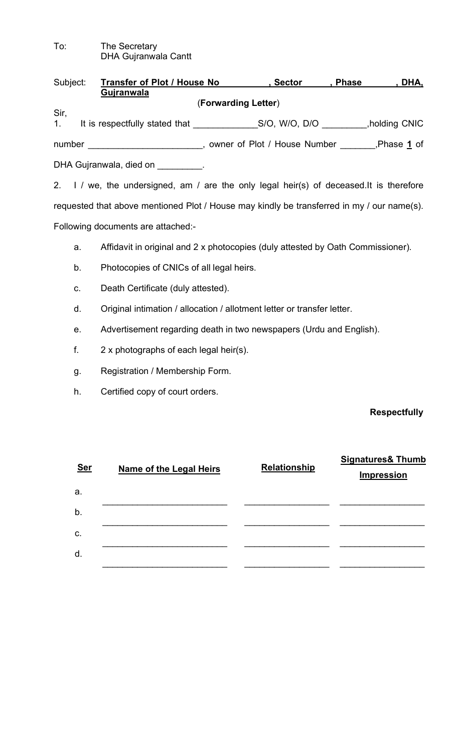To: The Secretary
DHA Gujranwala Cantt

Subject: **Transfer of Plot / House No __________, Sector ______, Phase ________, DHA, Gujranwala**

(**Forwarding Letter**)

Sir,

1. It is respectfully stated that _____________S/O, W/O, D/O _________,holding CNIC number ______________________, owner of Plot / House Number _______,Phase **1** of DHA Gujranwala, died on _________.

2. I / we, the undersigned, am / are the only legal heir(s) of deceased.It is therefore requested that above mentioned Plot / House may kindly be transferred in my / our name(s). Following documents are attached:-

   a. Affidavit in original and 2 x photocopies (duly attested by Oath Commissioner).

   b. Photocopies of CNICs of all legal heirs.

   c. Death Certificate (duly attested).

   d. Original intimation / allocation / allotment letter or transfer letter.

   e. Advertisement regarding death in two newspapers (Urdu and English).

   f. 2 x photographs of each legal heir(s).

   g. Registration / Membership Form.

   h. Certified copy of court orders.

**Respectfully**

| **Ser** | **Name of the Legal Heirs** | **Relationship** | **Signatures& Thumb Impression** |
|---|---|---|---|
| a. | _________________________ | _________________ | _________________ |
| b. | _________________________ | _________________ | _________________ |
| c. | _________________________ | _________________ | _________________ |
| d. | _________________________ | _________________ | _________________ |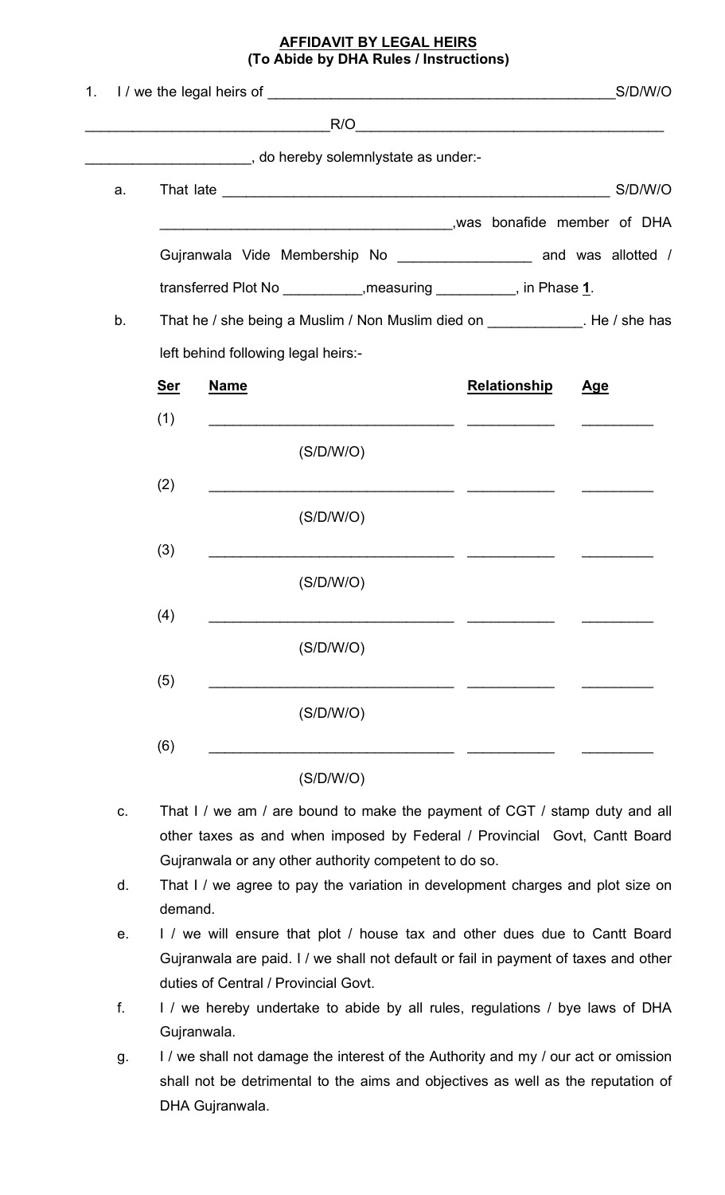# AFFIDAVIT BY LEGAL HEIRS
## (To Abide by DHA Rules / Instructions)

1. I / we the legal heirs of ____________________________________________S/D/W/O ______________________________R/O______________________________________ _____________________, do hereby solemnlystate as under:-

   a. That late _________________________________________________ S/D/W/O ____________________________________,was bonafide member of DHA Gujranwala Vide Membership No ________________ and was allotted / transferred Plot No __________,measuring __________, in Phase **1**.

   b. That he / she being a Muslim / Non Muslim died on ____________. He / she has left behind following legal heirs:-

| **Ser** | **Name** | **Relationship** | **Age** |
|---|---|---|---|
| (1) | ______________________________ (S/D/W/O) | ___________ | _________ |
| (2) | ______________________________ (S/D/W/O) | ___________ | _________ |
| (3) | ______________________________ (S/D/W/O) | ___________ | _________ |
| (4) | ______________________________ (S/D/W/O) | ___________ | _________ |
| (5) | ______________________________ (S/D/W/O) | ___________ | _________ |
| (6) | ______________________________ (S/D/W/O) | ___________ | _________ |

   c. That I / we am / are bound to make the payment of CGT / stamp duty and all other taxes as and when imposed by Federal / Provincial Govt, Cantt Board Gujranwala or any other authority competent to do so.

   d. That I / we agree to pay the variation in development charges and plot size on demand.

   e. I / we will ensure that plot / house tax and other dues due to Cantt Board Gujranwala are paid. I / we shall not default or fail in payment of taxes and other duties of Central / Provincial Govt.

   f. I / we hereby undertake to abide by all rules, regulations / bye laws of DHA Gujranwala.

   g. I / we shall not damage the interest of the Authority and my / our act or omission shall not be detrimental to the aims and objectives as well as the reputation of DHA Gujranwala.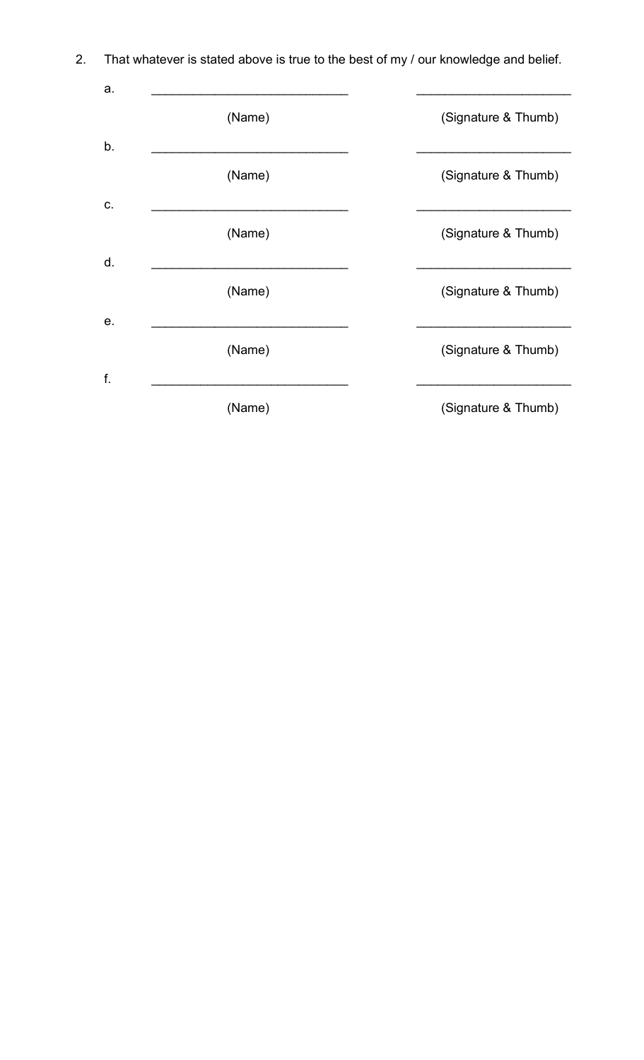2. That whatever is stated above is true to the best of my / our knowledge and belief.

a. ____________________________ ______________________

(Name) (Signature & Thumb)

b. ____________________________ ______________________

(Name) (Signature & Thumb)

c. ____________________________ ______________________

(Name) (Signature & Thumb)

d. ____________________________ ______________________

(Name) (Signature & Thumb)

e. ____________________________ ______________________

(Name) (Signature & Thumb)

f. ____________________________ ______________________

(Name) (Signature & Thumb)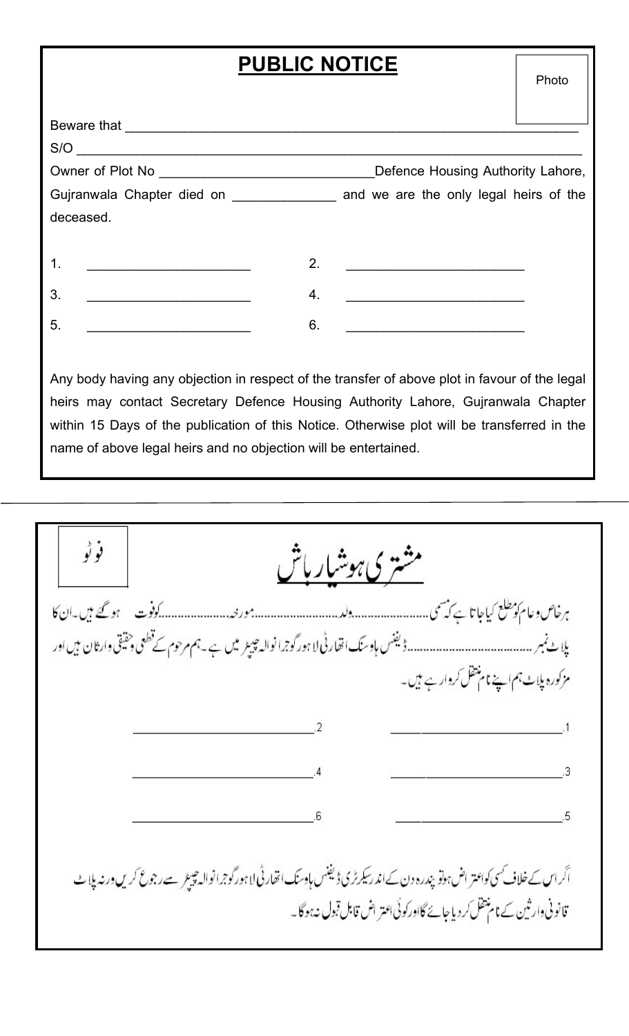# PUBLIC NOTICE

Photo

Beware that ______________________________________________________________

S/O ____________________________________________________________________

Owner of Plot No ______________________________Defence Housing Authority Lahore, Gujranwala Chapter died on ______________ and we are the only legal heirs of the deceased.

1. ______________________ 2. ________________________

3. ______________________ 4. ________________________

5. ______________________ 6. ________________________

Any body having any objection in respect of the transfer of above plot in favour of the legal heirs may contact Secretary Defence Housing Authority Lahore, Gujranwala Chapter within 15 Days of the publication of this Notice. Otherwise plot will be transferred in the name of above legal heirs and no objection will be entertained.

---

فوٹو

# مشتری ہوشیار باش

ہر خاص و عام کو مطلع کیا جاتا ہے کہ مسمی........................ولد........................مورخہ....................کو فوت ہو گئے ہیں۔ ان کا پلاٹ نمبر ........................ ڈیفنس ہاوسنگ اتھارٹی لاہور گوجرانوالہ چیپٹر میں ہے۔ ہم مرحوم کے قطعی و حقیقی وارثان ہیں اور مزکورہ پلاٹ ہم اپنے نام منتقل کروا رہے ہیں۔

.1 __________________________ .2 __________________________

.3 __________________________ .4 __________________________

.5 __________________________ .6 __________________________

اگر اس کے خلاف کسی کو اعتراض ہو تو پندرہ دن کے اندر سیکرٹری ڈیفنس ہاوسنگ اتھارٹی لاہور گوجرانوالہ چیپٹر سے رجوع کریں ورنہ پلاٹ قانونی وارثین کے نام منتقل کر دیا جائے گا اور کوئی اعتراض قابل قبول نہ ہوگا۔